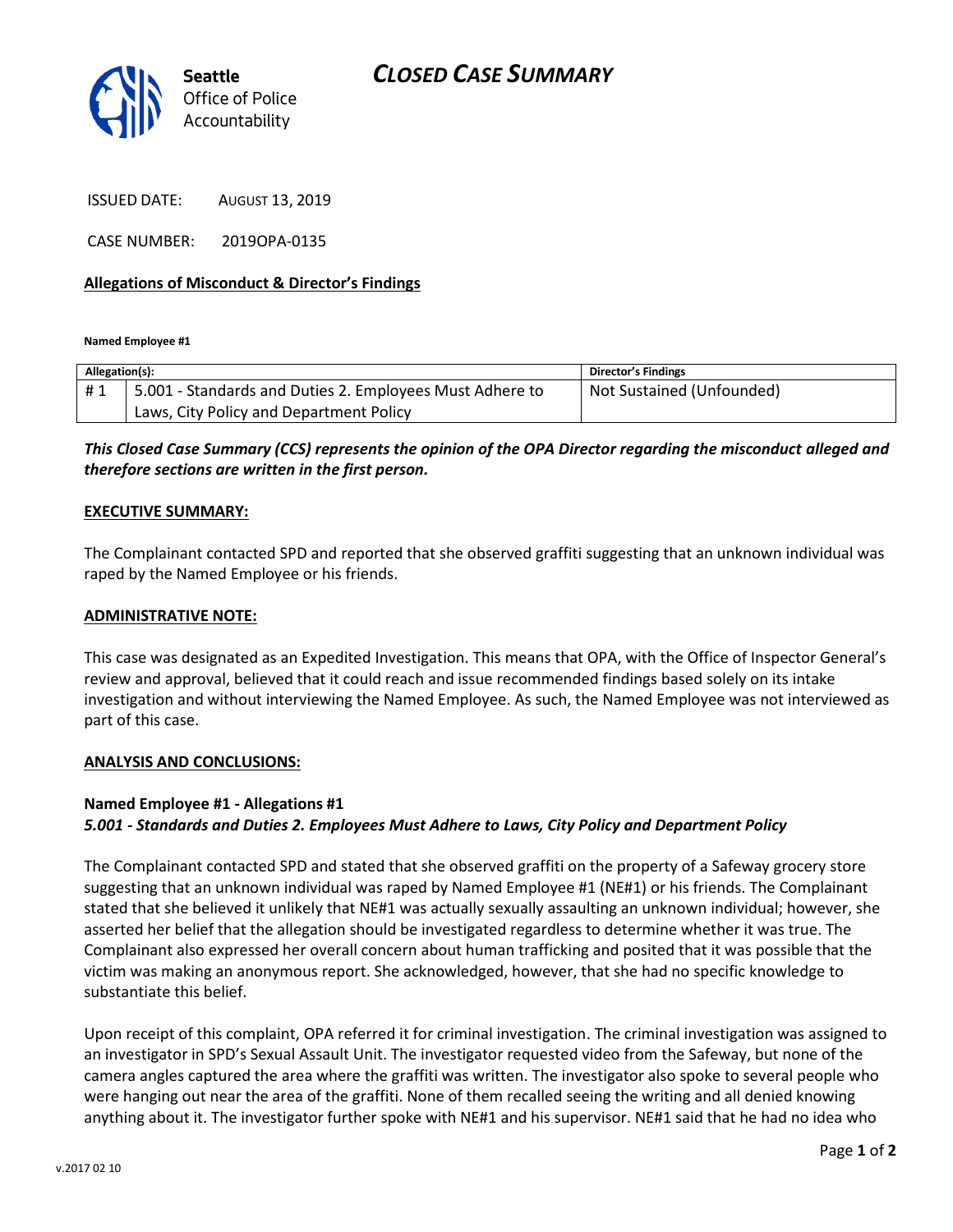**Seattle** Office of Police Accountability

# CLOSED CASE SUMMARY

ISSUED DATE: AUGUST 13, 2019

CASE NUMBER: 2019OPA-0135

**Allegations of Misconduct & Director's Findings**

**Named Employee #1**

| Allegation(s): | | Director's Findings |
|---|---|---|
| # 1 | 5.001 - Standards and Duties 2. Employees Must Adhere to Laws, City Policy and Department Policy | Not Sustained (Unfounded) |

***This Closed Case Summary (CCS) represents the opinion of the OPA Director regarding the misconduct alleged and therefore sections are written in the first person.***

**EXECUTIVE SUMMARY:**

The Complainant contacted SPD and reported that she observed graffiti suggesting that an unknown individual was raped by the Named Employee or his friends.

**ADMINISTRATIVE NOTE:**

This case was designated as an Expedited Investigation. This means that OPA, with the Office of Inspector General's review and approval, believed that it could reach and issue recommended findings based solely on its intake investigation and without interviewing the Named Employee. As such, the Named Employee was not interviewed as part of this case.

**ANALYSIS AND CONCLUSIONS:**

**Named Employee #1 - Allegations #1**
***5.001 - Standards and Duties 2. Employees Must Adhere to Laws, City Policy and Department Policy***

The Complainant contacted SPD and stated that she observed graffiti on the property of a Safeway grocery store suggesting that an unknown individual was raped by Named Employee #1 (NE#1) or his friends. The Complainant stated that she believed it unlikely that NE#1 was actually sexually assaulting an unknown individual; however, she asserted her belief that the allegation should be investigated regardless to determine whether it was true. The Complainant also expressed her overall concern about human trafficking and posited that it was possible that the victim was making an anonymous report. She acknowledged, however, that she had no specific knowledge to substantiate this belief.

Upon receipt of this complaint, OPA referred it for criminal investigation. The criminal investigation was assigned to an investigator in SPD's Sexual Assault Unit. The investigator requested video from the Safeway, but none of the camera angles captured the area where the graffiti was written. The investigator also spoke to several people who were hanging out near the area of the graffiti. None of them recalled seeing the writing and all denied knowing anything about it. The investigator further spoke with NE#1 and his supervisor. NE#1 said that he had no idea who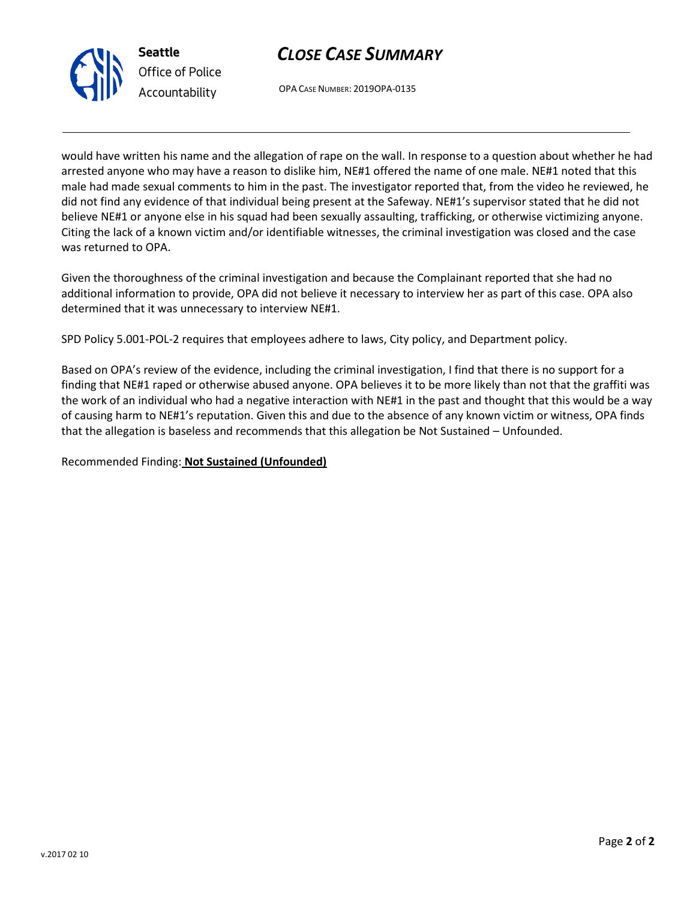would have written his name and the allegation of rape on the wall. In response to a question about whether he had arrested anyone who may have a reason to dislike him, NE#1 offered the name of one male. NE#1 noted that this male had made sexual comments to him in the past. The investigator reported that, from the video he reviewed, he did not find any evidence of that individual being present at the Safeway. NE#1's supervisor stated that he did not believe NE#1 or anyone else in his squad had been sexually assaulting, trafficking, or otherwise victimizing anyone. Citing the lack of a known victim and/or identifiable witnesses, the criminal investigation was closed and the case was returned to OPA.

Given the thoroughness of the criminal investigation and because the Complainant reported that she had no additional information to provide, OPA did not believe it necessary to interview her as part of this case. OPA also determined that it was unnecessary to interview NE#1.

SPD Policy 5.001-POL-2 requires that employees adhere to laws, City policy, and Department policy.

Based on OPA's review of the evidence, including the criminal investigation, I find that there is no support for a finding that NE#1 raped or otherwise abused anyone. OPA believes it to be more likely than not that the graffiti was the work of an individual who had a negative interaction with NE#1 in the past and thought that this would be a way of causing harm to NE#1's reputation. Given this and due to the absence of any known victim or witness, OPA finds that the allegation is baseless and recommends that this allegation be Not Sustained – Unfounded.

Recommended Finding: **Not Sustained (Unfounded)**